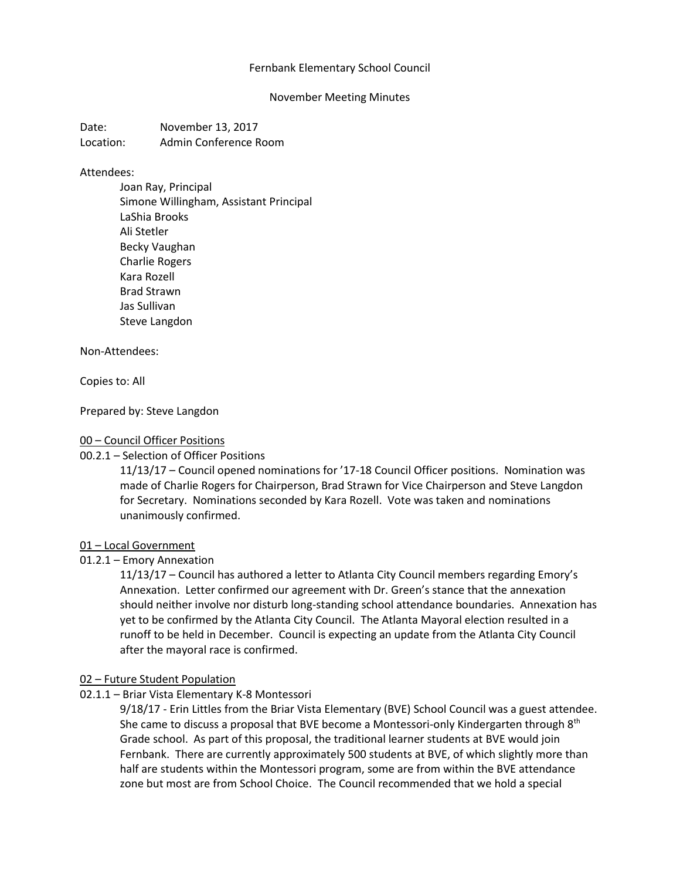Fernbank Elementary School Council

November Meeting Minutes

Date: November 13, 2017
Location: Admin Conference Room

Attendees:

- Joan Ray, Principal
- Simone Willingham, Assistant Principal
- LaShia Brooks
- Ali Stetler
- Becky Vaughan
- Charlie Rogers
- Kara Rozell
- Brad Strawn
- Jas Sullivan
- Steve Langdon

Non-Attendees:

Copies to: All

Prepared by: Steve Langdon

<u>00 – Council Officer Positions</u>

00.2.1 – Selection of Officer Positions

11/13/17 – Council opened nominations for '17-18 Council Officer positions. Nomination was made of Charlie Rogers for Chairperson, Brad Strawn for Vice Chairperson and Steve Langdon for Secretary. Nominations seconded by Kara Rozell. Vote was taken and nominations unanimously confirmed.

<u>01 – Local Government</u>

01.2.1 – Emory Annexation

11/13/17 – Council has authored a letter to Atlanta City Council members regarding Emory's Annexation. Letter confirmed our agreement with Dr. Green's stance that the annexation should neither involve nor disturb long-standing school attendance boundaries. Annexation has yet to be confirmed by the Atlanta City Council. The Atlanta Mayoral election resulted in a runoff to be held in December. Council is expecting an update from the Atlanta City Council after the mayoral race is confirmed.

<u>02 – Future Student Population</u>

02.1.1 – Briar Vista Elementary K-8 Montessori

9/18/17 - Erin Littles from the Briar Vista Elementary (BVE) School Council was a guest attendee. She came to discuss a proposal that BVE become a Montessori-only Kindergarten through 8th Grade school. As part of this proposal, the traditional learner students at BVE would join Fernbank. There are currently approximately 500 students at BVE, of which slightly more than half are students within the Montessori program, some are from within the BVE attendance zone but most are from School Choice. The Council recommended that we hold a special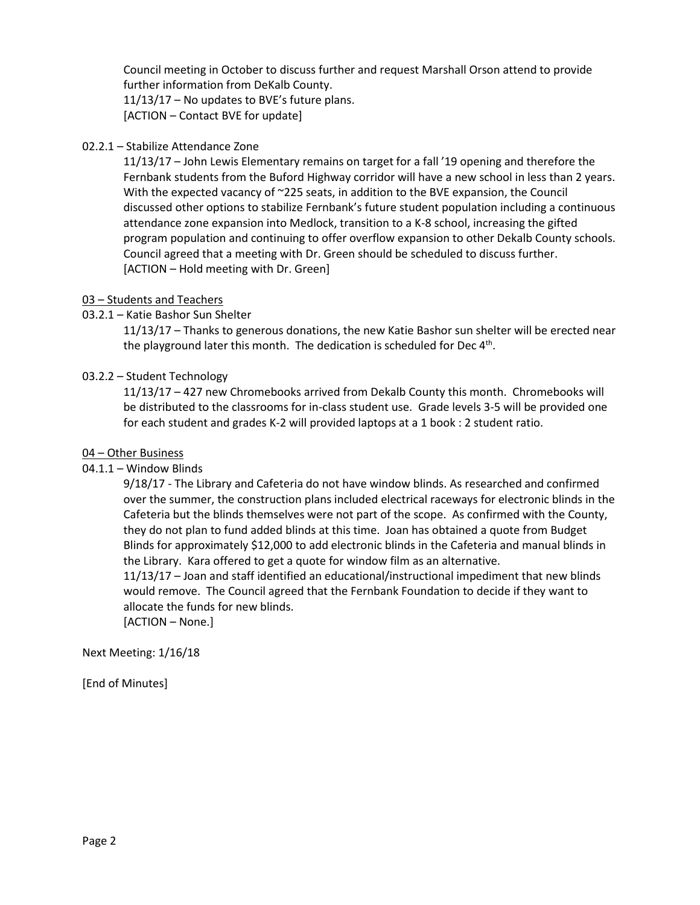Council meeting in October to discuss further and request Marshall Orson attend to provide further information from DeKalb County.
11/13/17 – No updates to BVE's future plans.
[ACTION – Contact BVE for update]

02.2.1 – Stabilize Attendance Zone

11/13/17 – John Lewis Elementary remains on target for a fall '19 opening and therefore the Fernbank students from the Buford Highway corridor will have a new school in less than 2 years. With the expected vacancy of ~225 seats, in addition to the BVE expansion, the Council discussed other options to stabilize Fernbank's future student population including a continuous attendance zone expansion into Medlock, transition to a K-8 school, increasing the gifted program population and continuing to offer overflow expansion to other Dekalb County schools. Council agreed that a meeting with Dr. Green should be scheduled to discuss further.
[ACTION – Hold meeting with Dr. Green]

<u>03 – Students and Teachers</u>

03.2.1 – Katie Bashor Sun Shelter

11/13/17 – Thanks to generous donations, the new Katie Bashor sun shelter will be erected near the playground later this month. The dedication is scheduled for Dec 4th.

03.2.2 – Student Technology

11/13/17 – 427 new Chromebooks arrived from Dekalb County this month. Chromebooks will be distributed to the classrooms for in-class student use. Grade levels 3-5 will be provided one for each student and grades K-2 will provided laptops at a 1 book : 2 student ratio.

<u>04 – Other Business</u>

04.1.1 – Window Blinds

9/18/17 - The Library and Cafeteria do not have window blinds. As researched and confirmed over the summer, the construction plans included electrical raceways for electronic blinds in the Cafeteria but the blinds themselves were not part of the scope. As confirmed with the County, they do not plan to fund added blinds at this time. Joan has obtained a quote from Budget Blinds for approximately $12,000 to add electronic blinds in the Cafeteria and manual blinds in the Library. Kara offered to get a quote for window film as an alternative.
11/13/17 – Joan and staff identified an educational/instructional impediment that new blinds would remove. The Council agreed that the Fernbank Foundation to decide if they want to allocate the funds for new blinds.
[ACTION – None.]

Next Meeting: 1/16/18

[End of Minutes]